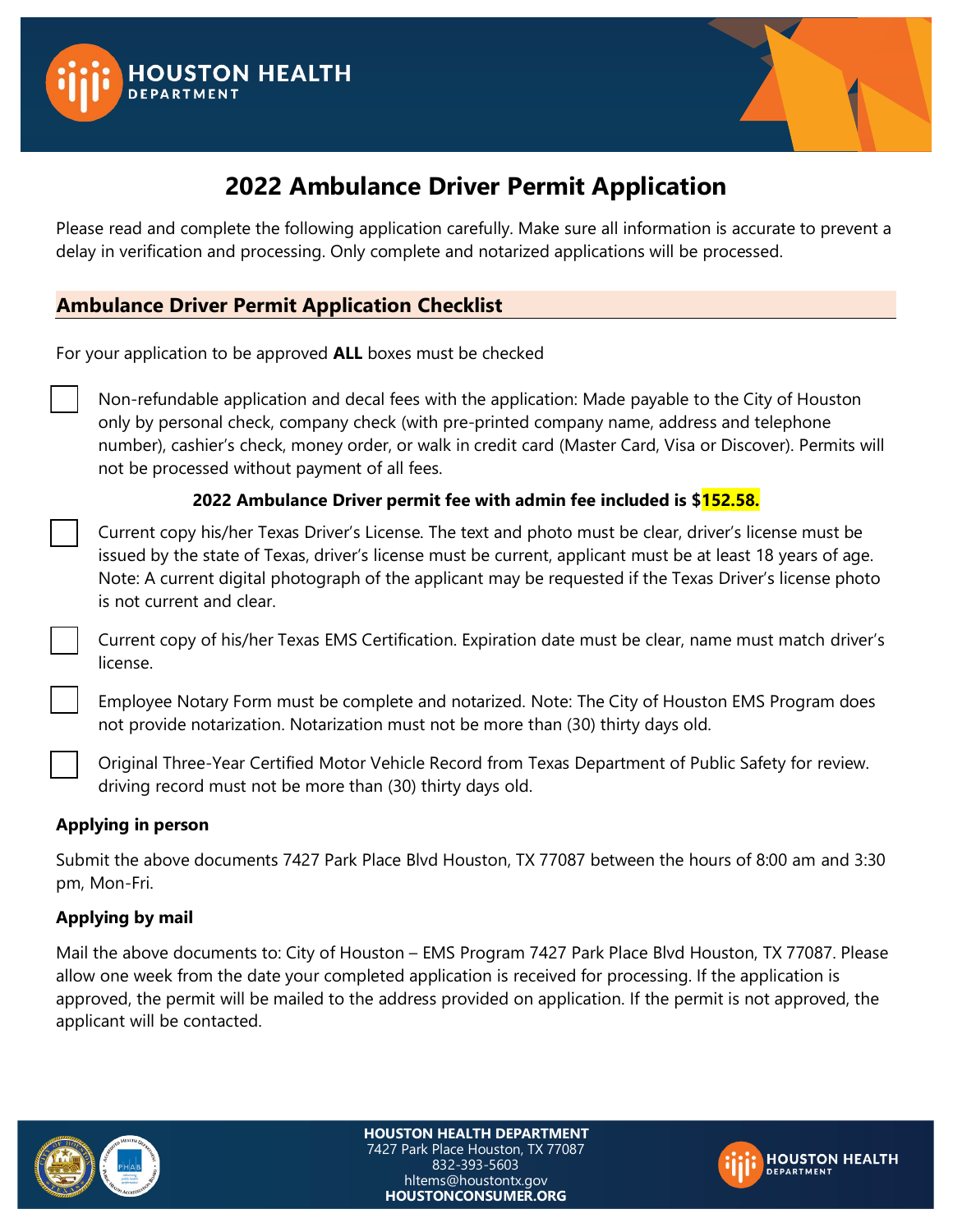# 2022 Ambulance Driver Permit Application

Please read and complete the following application carefully. Make sure all information is accurate to prevent a delay in verification and processing. Only complete and notarized applications will be processed.

## Ambulance Driver Permit Application Checklist

For your application to be approved **ALL** boxes must be checked

- [ ] Non-refundable application and decal fees with the application: Made payable to the City of Houston only by personal check, company check (with pre-printed company name, address and telephone number), cashier's check, money order, or walk in credit card (Master Card, Visa or Discover). Permits will not be processed without payment of all fees.

  **2022 Ambulance Driver permit fee with admin fee included is $152.58.**

- [ ] Current copy his/her Texas Driver's License. The text and photo must be clear, driver's license must be issued by the state of Texas, driver's license must be current, applicant must be at least 18 years of age. Note: A current digital photograph of the applicant may be requested if the Texas Driver's license photo is not current and clear.
- [ ] Current copy of his/her Texas EMS Certification. Expiration date must be clear, name must match driver's license.
- [ ] Employee Notary Form must be complete and notarized. Note: The City of Houston EMS Program does not provide notarization. Notarization must not be more than (30) thirty days old.
- [ ] Original Three-Year Certified Motor Vehicle Record from Texas Department of Public Safety for review. driving record must not be more than (30) thirty days old.

### Applying in person

Submit the above documents 7427 Park Place Blvd Houston, TX 77087 between the hours of 8:00 am and 3:30 pm, Mon-Fri.

### Applying by mail

Mail the above documents to: City of Houston – EMS Program 7427 Park Place Blvd Houston, TX 77087. Please allow one week from the date your completed application is received for processing. If the application is approved, the permit will be mailed to the address provided on application. If the permit is not approved, the applicant will be contacted.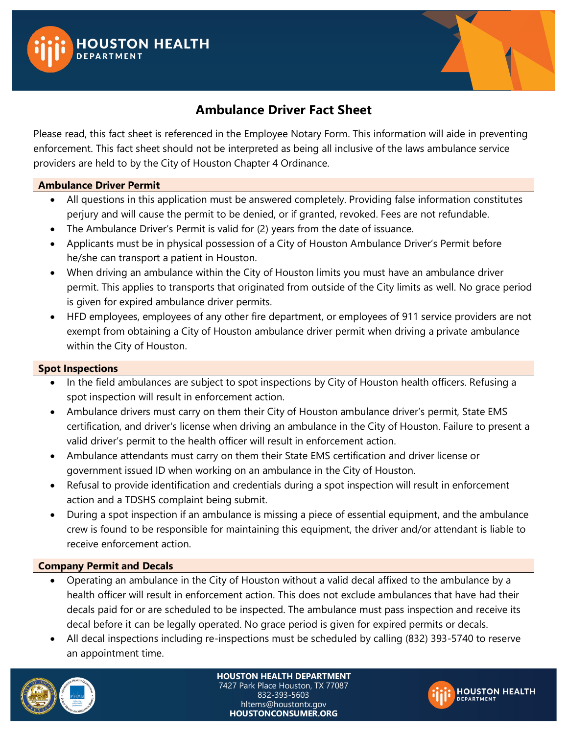# Ambulance Driver Fact Sheet

Please read, this fact sheet is referenced in the Employee Notary Form. This information will aide in preventing enforcement. This fact sheet should not be interpreted as being all inclusive of the laws ambulance service providers are held to by the City of Houston Chapter 4 Ordinance.

## Ambulance Driver Permit

- All questions in this application must be answered completely. Providing false information constitutes perjury and will cause the permit to be denied, or if granted, revoked. Fees are not refundable.
- The Ambulance Driver's Permit is valid for (2) years from the date of issuance.
- Applicants must be in physical possession of a City of Houston Ambulance Driver's Permit before he/she can transport a patient in Houston.
- When driving an ambulance within the City of Houston limits you must have an ambulance driver permit. This applies to transports that originated from outside of the City limits as well. No grace period is given for expired ambulance driver permits.
- HFD employees, employees of any other fire department, or employees of 911 service providers are not exempt from obtaining a City of Houston ambulance driver permit when driving a private ambulance within the City of Houston.

## Spot Inspections

- In the field ambulances are subject to spot inspections by City of Houston health officers. Refusing a spot inspection will result in enforcement action.
- Ambulance drivers must carry on them their City of Houston ambulance driver's permit, State EMS certification, and driver's license when driving an ambulance in the City of Houston. Failure to present a valid driver's permit to the health officer will result in enforcement action.
- Ambulance attendants must carry on them their State EMS certification and driver license or government issued ID when working on an ambulance in the City of Houston.
- Refusal to provide identification and credentials during a spot inspection will result in enforcement action and a TDSHS complaint being submit.
- During a spot inspection if an ambulance is missing a piece of essential equipment, and the ambulance crew is found to be responsible for maintaining this equipment, the driver and/or attendant is liable to receive enforcement action.

## Company Permit and Decals

- Operating an ambulance in the City of Houston without a valid decal affixed to the ambulance by a health officer will result in enforcement action. This does not exclude ambulances that have had their decals paid for or are scheduled to be inspected. The ambulance must pass inspection and receive its decal before it can be legally operated. No grace period is given for expired permits or decals.
- All decal inspections including re-inspections must be scheduled by calling (832) 393-5740 to reserve an appointment time.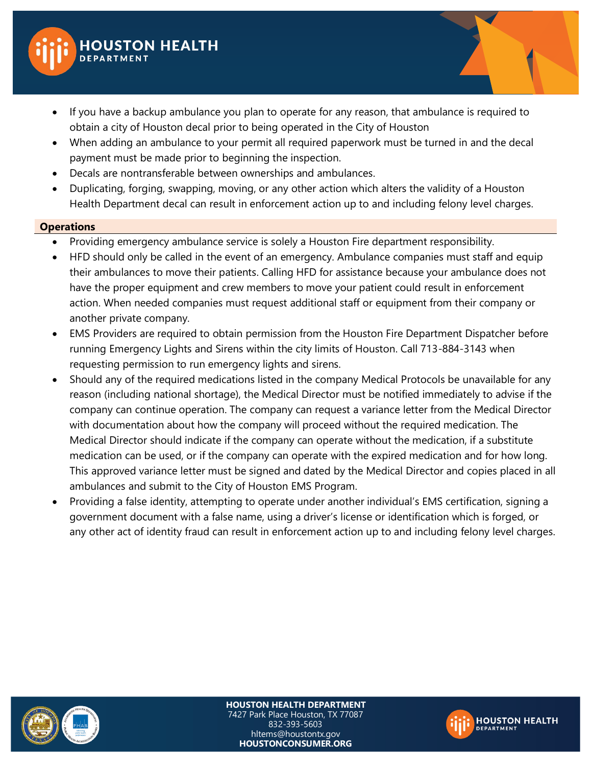- If you have a backup ambulance you plan to operate for any reason, that ambulance is required to obtain a city of Houston decal prior to being operated in the City of Houston
- When adding an ambulance to your permit all required paperwork must be turned in and the decal payment must be made prior to beginning the inspection.
- Decals are nontransferable between ownerships and ambulances.
- Duplicating, forging, swapping, moving, or any other action which alters the validity of a Houston Health Department decal can result in enforcement action up to and including felony level charges.

## Operations

- Providing emergency ambulance service is solely a Houston Fire department responsibility.
- HFD should only be called in the event of an emergency. Ambulance companies must staff and equip their ambulances to move their patients. Calling HFD for assistance because your ambulance does not have the proper equipment and crew members to move your patient could result in enforcement action. When needed companies must request additional staff or equipment from their company or another private company.
- EMS Providers are required to obtain permission from the Houston Fire Department Dispatcher before running Emergency Lights and Sirens within the city limits of Houston. Call 713-884-3143 when requesting permission to run emergency lights and sirens.
- Should any of the required medications listed in the company Medical Protocols be unavailable for any reason (including national shortage), the Medical Director must be notified immediately to advise if the company can continue operation. The company can request a variance letter from the Medical Director with documentation about how the company will proceed without the required medication. The Medical Director should indicate if the company can operate without the medication, if a substitute medication can be used, or if the company can operate with the expired medication and for how long. This approved variance letter must be signed and dated by the Medical Director and copies placed in all ambulances and submit to the City of Houston EMS Program.
- Providing a false identity, attempting to operate under another individual's EMS certification, signing a government document with a false name, using a driver's license or identification which is forged, or any other act of identity fraud can result in enforcement action up to and including felony level charges.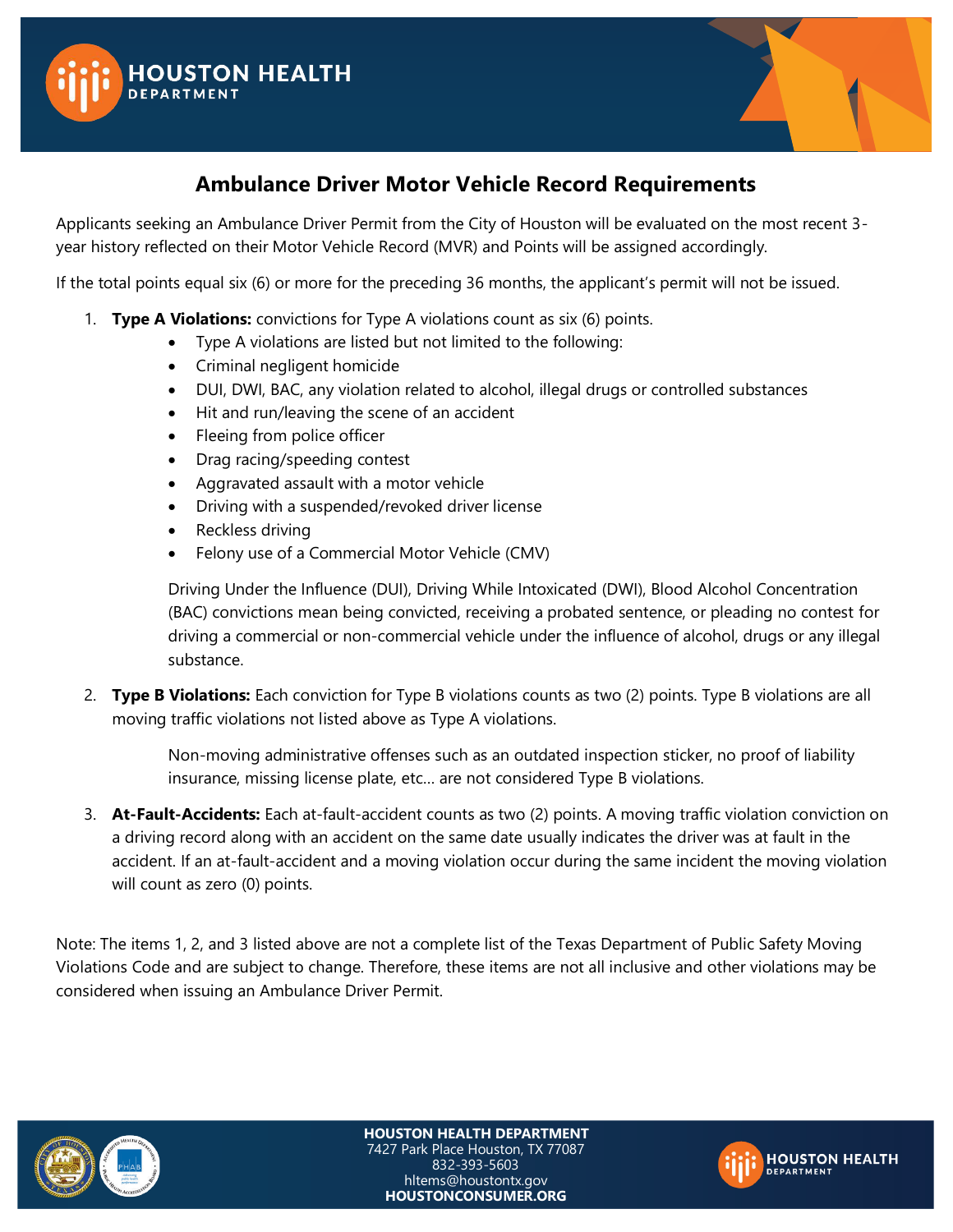# Ambulance Driver Motor Vehicle Record Requirements

Applicants seeking an Ambulance Driver Permit from the City of Houston will be evaluated on the most recent 3-year history reflected on their Motor Vehicle Record (MVR) and Points will be assigned accordingly.

If the total points equal six (6) or more for the preceding 36 months, the applicant's permit will not be issued.

1. **Type A Violations:** convictions for Type A violations count as six (6) points.
   - Type A violations are listed but not limited to the following:
   - Criminal negligent homicide
   - DUI, DWI, BAC, any violation related to alcohol, illegal drugs or controlled substances
   - Hit and run/leaving the scene of an accident
   - Fleeing from police officer
   - Drag racing/speeding contest
   - Aggravated assault with a motor vehicle
   - Driving with a suspended/revoked driver license
   - Reckless driving
   - Felony use of a Commercial Motor Vehicle (CMV)

   Driving Under the Influence (DUI), Driving While Intoxicated (DWI), Blood Alcohol Concentration (BAC) convictions mean being convicted, receiving a probated sentence, or pleading no contest for driving a commercial or non-commercial vehicle under the influence of alcohol, drugs or any illegal substance.

2. **Type B Violations:** Each conviction for Type B violations counts as two (2) points. Type B violations are all moving traffic violations not listed above as Type A violations.

   Non-moving administrative offenses such as an outdated inspection sticker, no proof of liability insurance, missing license plate, etc… are not considered Type B violations.

3. **At-Fault-Accidents:** Each at-fault-accident counts as two (2) points. A moving traffic violation conviction on a driving record along with an accident on the same date usually indicates the driver was at fault in the accident. If an at-fault-accident and a moving violation occur during the same incident the moving violation will count as zero (0) points.

Note: The items 1, 2, and 3 listed above are not a complete list of the Texas Department of Public Safety Moving Violations Code and are subject to change. Therefore, these items are not all inclusive and other violations may be considered when issuing an Ambulance Driver Permit.

**HOUSTON HEALTH DEPARTMENT**
7427 Park Place Houston, TX 77087
832-393-5603
hltems@houstontx.gov
**HOUSTONCONSUMER.ORG**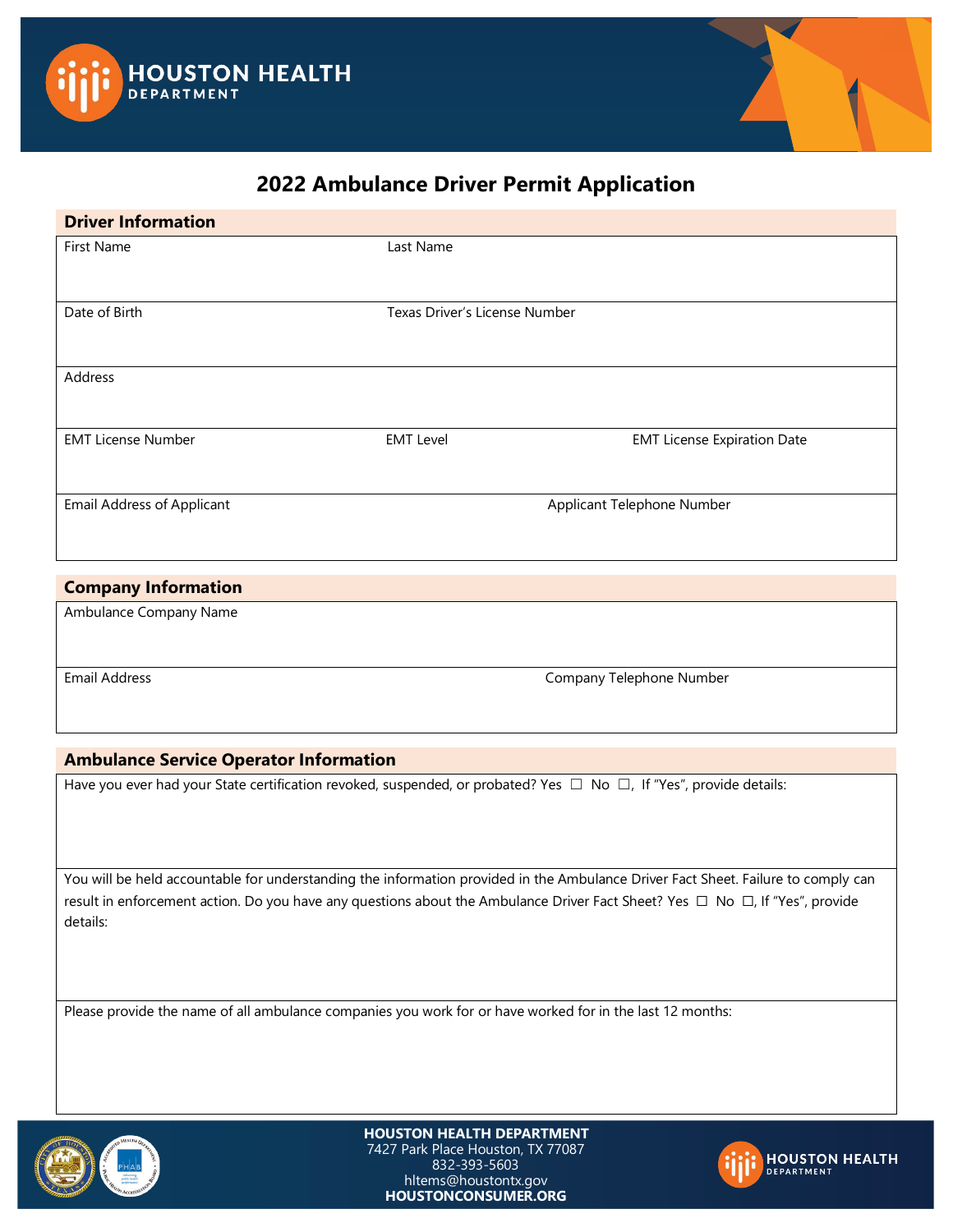# 2022 Ambulance Driver Permit Application

## Driver Information

| First Name | Last Name | |
|---|---|---|
| Date of Birth | Texas Driver's License Number | |
| Address | | |
| EMT License Number | EMT Level | EMT License Expiration Date |
| Email Address of Applicant | Applicant Telephone Number | |

## Company Information

| Ambulance Company Name | |
|---|---|
| Email Address | Company Telephone Number |

## Ambulance Service Operator Information

Have you ever had your State certification revoked, suspended, or probated? Yes ☐ No ☐, If "Yes", provide details:

You will be held accountable for understanding the information provided in the Ambulance Driver Fact Sheet. Failure to comply can result in enforcement action. Do you have any questions about the Ambulance Driver Fact Sheet? Yes ☐ No ☐, If "Yes", provide details:

Please provide the name of all ambulance companies you work for or have worked for in the last 12 months:

**HOUSTON HEALTH DEPARTMENT**
7427 Park Place Houston, TX 77087
832-393-5603
hltems@houstontx.gov
**HOUSTONCONSUMER.ORG**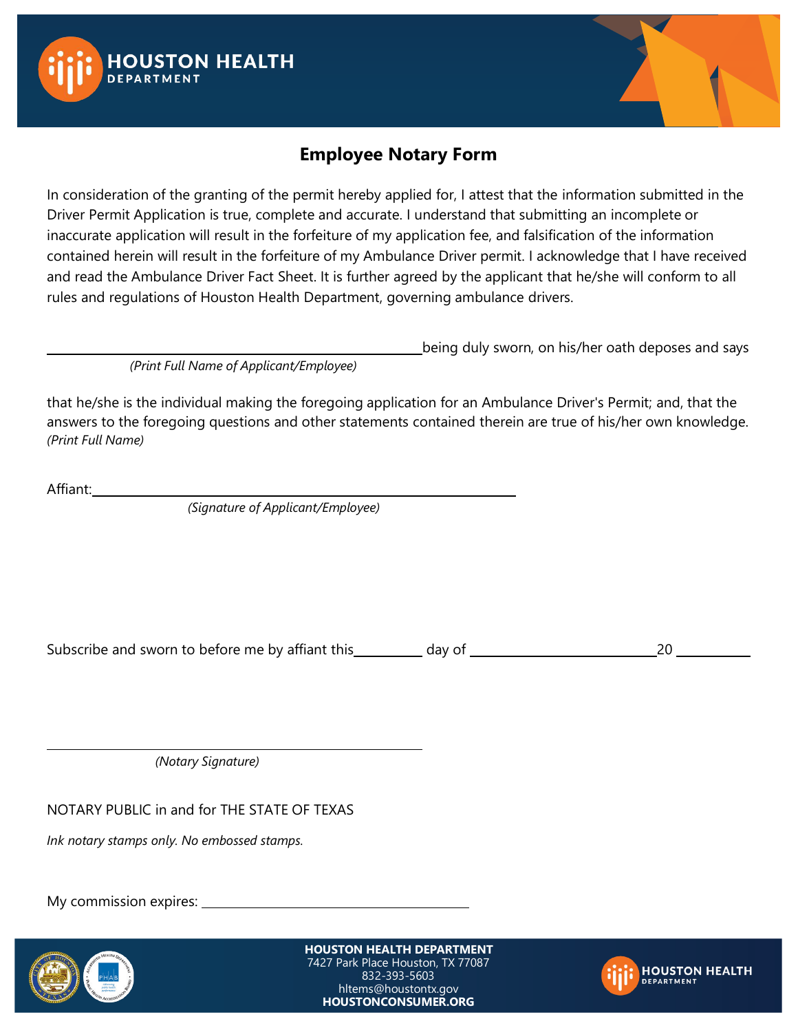## Employee Notary Form

In consideration of the granting of the permit hereby applied for, I attest that the information submitted in the Driver Permit Application is true, complete and accurate. I understand that submitting an incomplete or inaccurate application will result in the forfeiture of my application fee, and falsification of the information contained herein will result in the forfeiture of my Ambulance Driver permit. I acknowledge that I have received and read the Ambulance Driver Fact Sheet. It is further agreed by the applicant that he/she will conform to all rules and regulations of Houston Health Department, governing ambulance drivers.

______________________________________________ being duly sworn, on his/her oath deposes and says
*(Print Full Name of Applicant/Employee)*

that he/she is the individual making the foregoing application for an Ambulance Driver's Permit; and, that the answers to the foregoing questions and other statements contained therein are true of his/her own knowledge.
*(Print Full Name)*

Affiant: ______________________________________________
*(Signature of Applicant/Employee)*

Subscribe and sworn to before me by affiant this ________ day of ______________________ 20 ________

______________________________________________
*(Notary Signature)*

NOTARY PUBLIC in and for THE STATE OF TEXAS

*Ink notary stamps only. No embossed stamps.*

My commission expires: ________________________________

**HOUSTON HEALTH DEPARTMENT**
7427 Park Place Houston, TX 77087
832-393-5603
hltems@houstontx.gov
**HOUSTONCONSUMER.ORG**